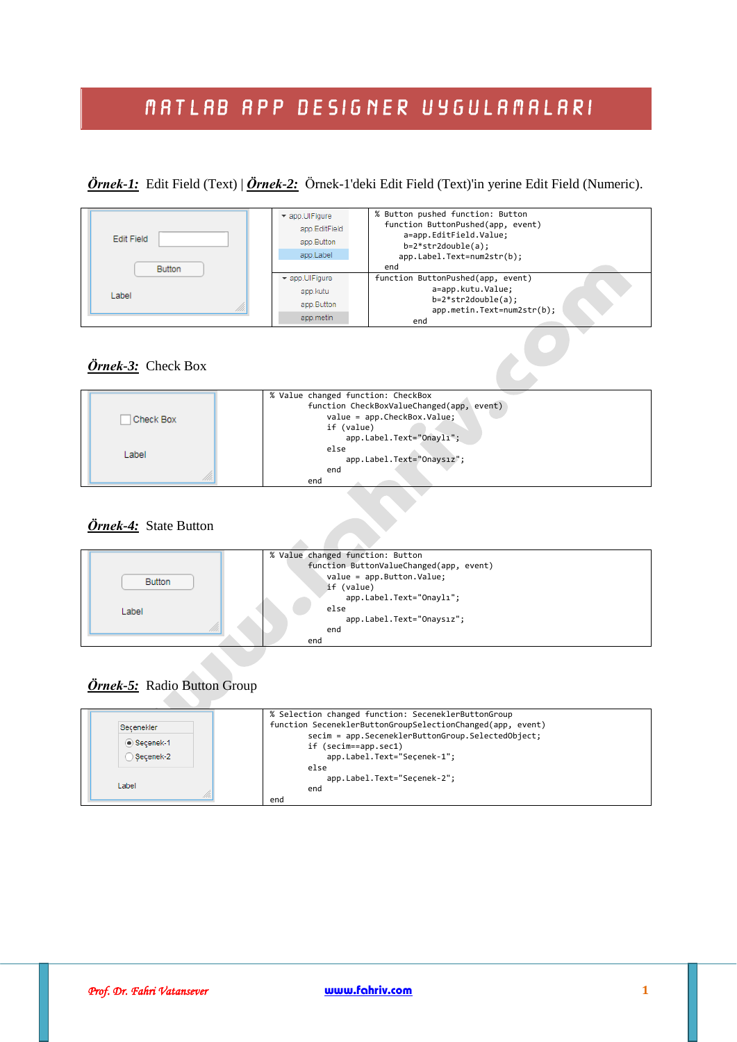# MATLAB APP DESIGNER UYGULAMALARI

***Örnek-1:*** Edit Field (Text) | ***Örnek-2:*** Örnek-1'deki Edit Field (Text)'in yerine Edit Field (Numeric).

| | | |
|---|---|---|
| Edit Field / Button / Label | app.UIFigure<br>app.EditField<br>app.Button<br>app.Label | `% Button pushed function: Button`<br>`function ButtonPushed(app, event)`<br>`a=app.EditField.Value;`<br>`b=2*str2double(a);`<br>`app.Label.Text=num2str(b);`<br>`end` |
| | app.UIFigure<br>app.kutu<br>app.Button<br>app.metin | `function ButtonPushed(app, event)`<br>`a=app.kutu.Value;`<br>`b=2*str2double(a);`<br>`app.metin.Text=num2str(b);`<br>`end` |

***Örnek-3:*** Check Box

| | |
|---|---|
| Check Box / Label | `% Value changed function: CheckBox`<br>`function CheckBoxValueChanged(app, event)`<br>`value = app.CheckBox.Value;`<br>`if (value)`<br>`app.Label.Text="Onaylı";`<br>`else`<br>`app.Label.Text="Onaysız";`<br>`end`<br>`end` |

***Örnek-4:*** State Button

| | |
|---|---|
| Button / Label | `% Value changed function: Button`<br>`function ButtonValueChanged(app, event)`<br>`value = app.Button.Value;`<br>`if (value)`<br>`app.Label.Text="Onaylı";`<br>`else`<br>`app.Label.Text="Onaysız";`<br>`end`<br>`end` |

***Örnek-5:*** Radio Button Group

| | |
|---|---|
| Seçenekler: Seçenek-1 / Seçenek-2 / Label | `% Selection changed function: SeceneklerButtonGroup`<br>`function SeceneklerButtonGroupSelectionChanged(app, event)`<br>`secim = app.SeceneklerButtonGroup.SelectedObject;`<br>`if (secim==app.sec1)`<br>`app.Label.Text="Seçenek-1";`<br>`else`<br>`app.Label.Text="Seçenek-2";`<br>`end`<br>`end` |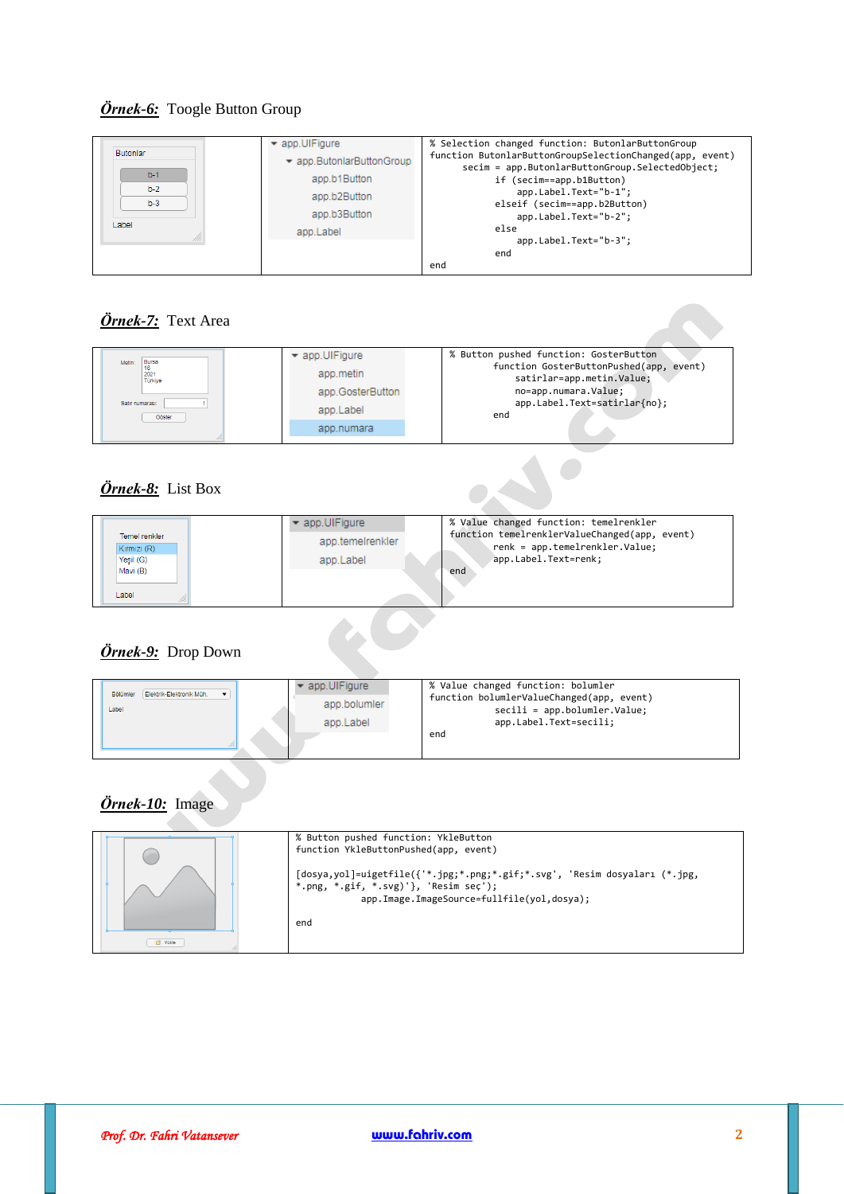**Örnek-6:** Toogle Button Group

| Butonlar<br>b-1<br>b-2<br>b-3<br>Label | app.UIFigure<br>app.ButonlarButtonGroup<br>app.b1Button<br>app.b2Button<br>app.b3Button<br>app.Label | % Selection changed function: ButonlarButtonGroup<br>function ButonlarButtonGroupSelectionChanged(app, event)<br>secim = app.ButonlarButtonGroup.SelectedObject;<br>if (secim==app.b1Button)<br>app.Label.Text="b-1";<br>elseif (secim==app.b2Button)<br>app.Label.Text="b-2";<br>else<br>app.Label.Text="b-3";<br>end<br>end |
|---|---|---|

**Örnek-7:** Text Area

| Metin: Bursa 16 2021 Türkiye<br>Satır numarası: 1<br>Göster | app.UIFigure<br>app.metin<br>app.GosterButton<br>app.Label<br>app.numara | % Button pushed function: GosterButton<br>function GosterButtonPushed(app, event)<br>satirlar=app.metin.Value;<br>no=app.numara.Value;<br>app.Label.Text=satirlar{no};<br>end |
|---|---|---|

**Örnek-8:** List Box

| Temel renkler<br>Kırmızı (R)<br>Yeşil (G)<br>Mavi (B)<br>Label | app.UIFigure<br>app.temelrenkler<br>app.Label | % Value changed function: temelrenkler<br>function temelrenklerValueChanged(app, event)<br>renk = app.temelrenkler.Value;<br>app.Label.Text=renk;<br>end |
|---|---|---|

**Örnek-9:** Drop Down

| Bölümler Elektrik-Elektronik Müh.<br>Label | app.UIFigure<br>app.bolumler<br>app.Label | % Value changed function: bolumler<br>function bolumlerValueChanged(app, event)<br>secili = app.bolumler.Value;<br>app.Label.Text=secili;<br>end |
|---|---|---|

**Örnek-10:** Image

| Yükle | % Button pushed function: YkleButton<br>function YkleButtonPushed(app, event)<br><br>[dosya,yol]=uigetfile({'*.jpg;*.png;*.gif;*.svg', 'Resim dosyaları (*.jpg, *.png, *.gif, *.svg)'}, 'Resim seç');<br>app.Image.ImageSource=fullfile(yol,dosya);<br><br>end |
|---|---|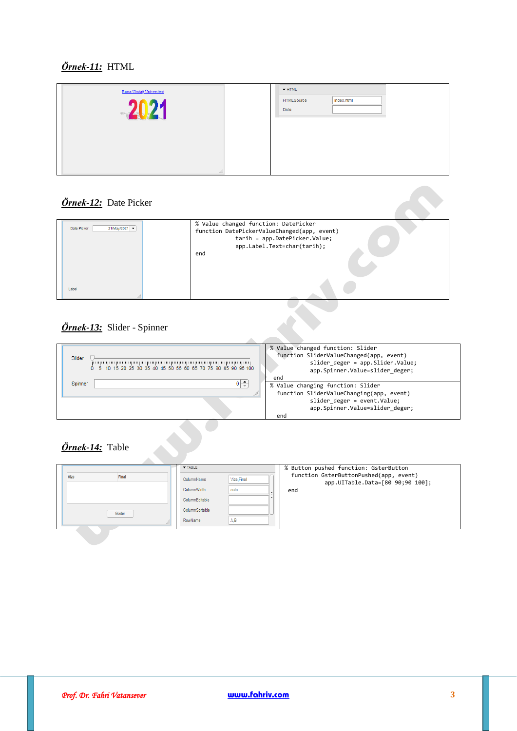**Örnek-11:** HTML

| | |
|---|---|
| Bursa Uludağ Üniversitesi 2021 | HTML — HTMLSource: index.html; Data: |

**Örnek-12:** Date Picker

| | |
|---|---|
| Date Picker 21/May/2021 ; Label | `% Value changed function: DatePicker`<br>`function DatePickerValueChanged(app, event)`<br>`tarih = app.DatePicker.Value;`<br>`app.Label.Text=char(tarih);`<br>`end` |

```
% Value changed function: DatePicker
function DatePickerValueChanged(app, event)
            tarih = app.DatePicker.Value;
            app.Label.Text=char(tarih);
end
```

**Örnek-13:** Slider - Spinner

Slider: 0 5 10 15 20 25 30 35 40 45 50 55 60 65 70 75 80 85 90 95 100

Spinner: 0

```
% Value changed function: Slider
 function SliderValueChanged(app, event)
          slider_deger = app.Slider.Value;
          app.Spinner.Value=slider_deger;
end
```

```
% Value changing function: Slider
 function SliderValueChanging(app, event)
          slider_deger = event.Value;
          app.Spinner.Value=slider_deger;
 end
```

**Örnek-14:** Table

Vize | Final — Göster

TABLE — ColumnName: Vize,Final; ColumnWidth: auto; ColumnEditable: ; ColumnSortable: ; RowName: A,B

```
% Button pushed function: GsterButton
 function GsterButtonPushed(app, event)
          app.UITable.Data=[80 90;90 100];
end
```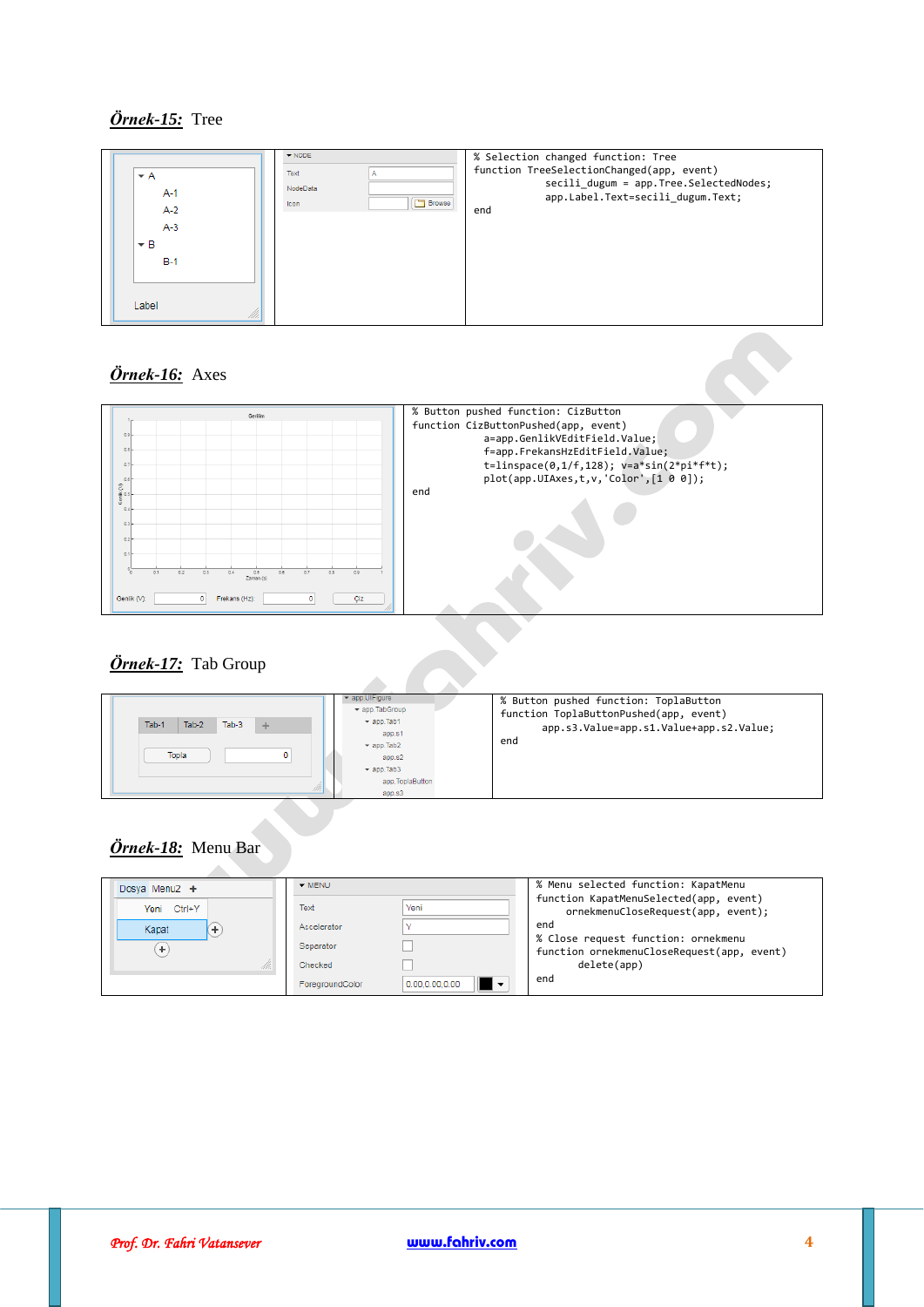## *Örnek-15:* Tree

| ▾ A<br>A-1<br>A-2<br>A-3<br>▾ B<br>B-1<br><br>Label | ▾ NODE<br>Text: A<br>NodeData<br>Icon: Browse | `% Selection changed function: Tree`<br>`function TreeSelectionChanged(app, event)`<br>`seçili_dugum = app.Tree.SelectedNodes;`<br>`app.Label.Text=seçili_dugum.Text;`<br>`end` |
|---|---|---|

```
% Selection changed function: Tree
function TreeSelectionChanged(app, event)
            secili_dugum = app.Tree.SelectedNodes;
            app.Label.Text=secili_dugum.Text;
end
```

## *Örnek-16:* Axes

```
% Button pushed function: CizButton
function CizButtonPushed(app, event)
            a=app.GenlikVEditField.Value;
            f=app.FrekansHzEditField.Value;
            t=linspace(0,1/f,128); v=a*sin(2*pi*f*t);
            plot(app.UIAxes,t,v,'Color',[1 0 0]);
end
```

## *Örnek-17:* Tab Group

```
% Button pushed function: ToplaButton
function ToplaButtonPushed(app, event)
        app.s3.Value=app.s1.Value+app.s2.Value;
end
```

## *Örnek-18:* Menu Bar

```
% Menu selected function: KapatMenu
function KapatMenuSelected(app, event)
     ornekmenuCloseRequest(app, event);
end
% Close request function: ornekmenu
function ornekmenuCloseRequest(app, event)
       delete(app)
end
```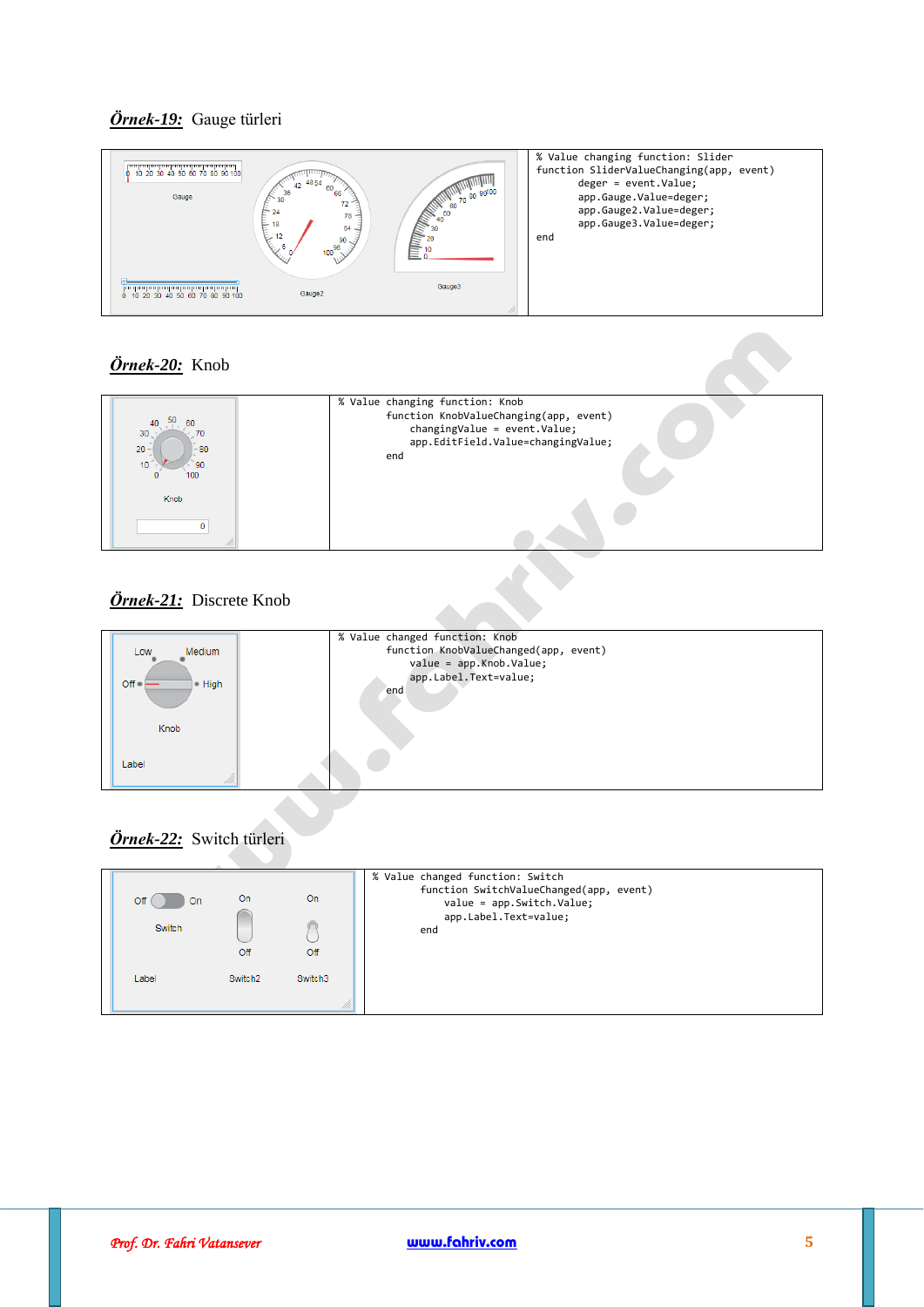***Örnek-19:*** Gauge türleri

```
% Value changing function: Slider
function SliderValueChanging(app, event)
        deger = event.Value;
        app.Gauge.Value=deger;
        app.Gauge2.Value=deger;
        app.Gauge3.Value=deger;
end
```

***Örnek-20:*** Knob

```
% Value changing function: Knob
        function KnobValueChanging(app, event)
            changingValue = event.Value;
            app.EditField.Value=changingValue;
        end
```

***Örnek-21:*** Discrete Knob

```
% Value changed function: Knob
        function KnobValueChanged(app, event)
            value = app.Knob.Value;
            app.Label.Text=value;
        end
```

***Örnek-22:*** Switch türleri

```
% Value changed function: Switch
        function SwitchValueChanged(app, event)
            value = app.Switch.Value;
            app.Label.Text=value;
        end
```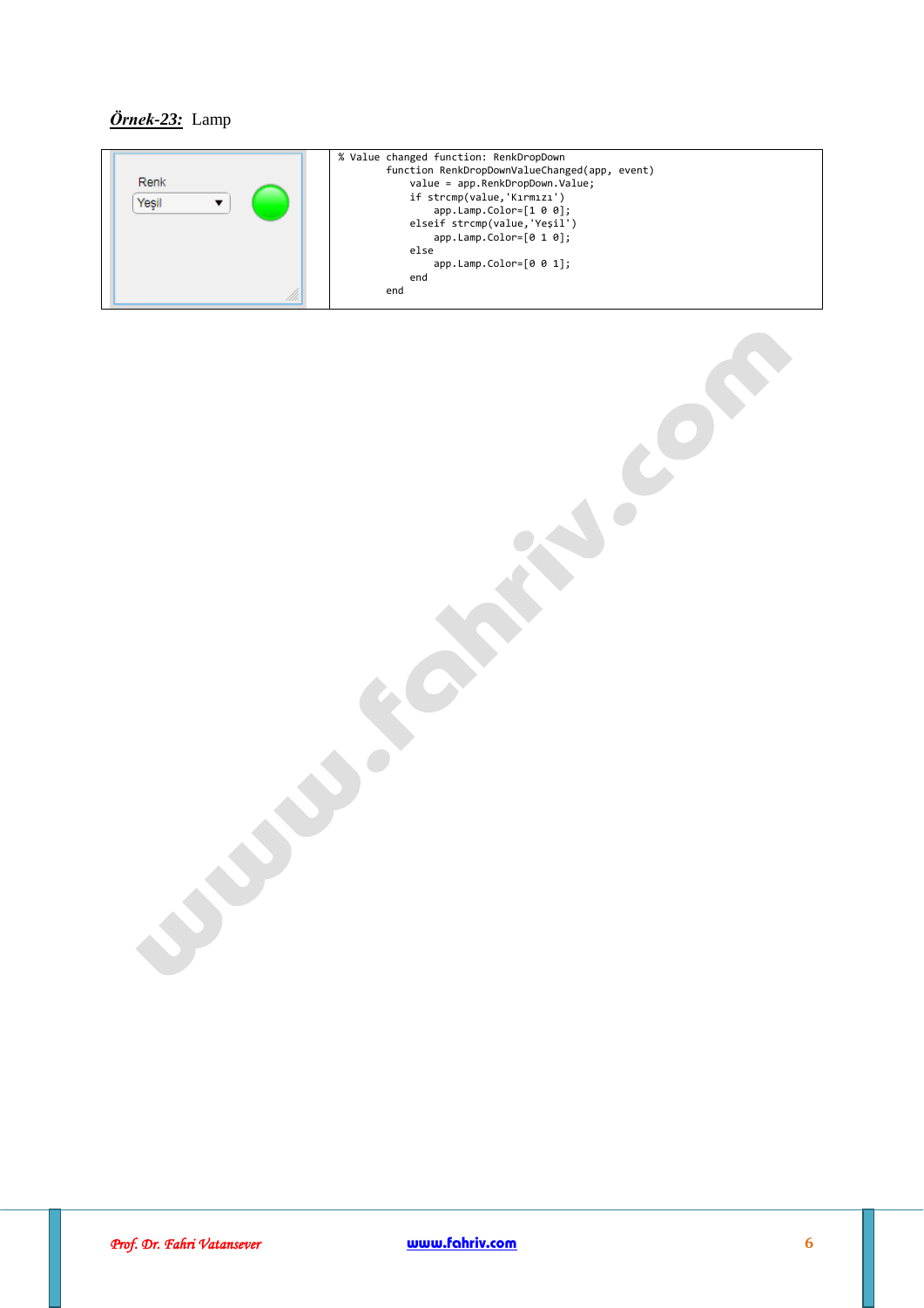***Örnek-23:*** Lamp

```
% Value changed function: RenkDropDown
        function RenkDropDownValueChanged(app, event)
            value = app.RenkDropDown.Value;
            if strcmp(value,'Kırmızı')
                app.Lamp.Color=[1 0 0];
            elseif strcmp(value,'Yeşil')
                app.Lamp.Color=[0 1 0];
            else
                app.Lamp.Color=[0 0 1];
            end
        end
```